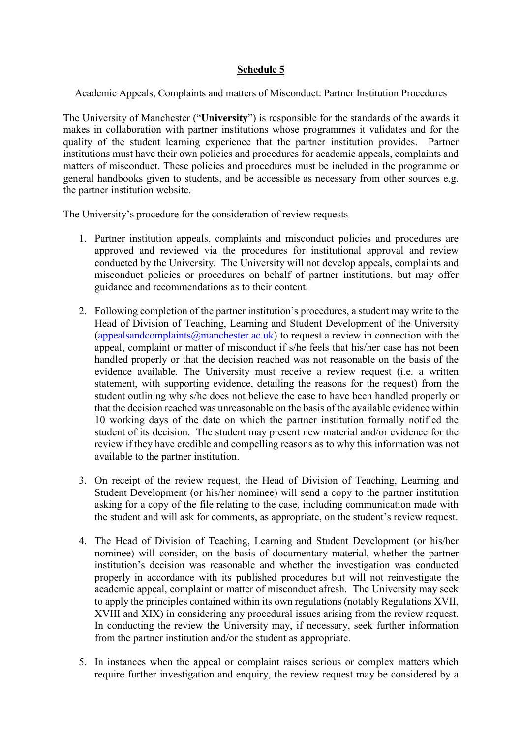## Schedule 5

Academic Appeals, Complaints and matters of Misconduct: Partner Institution Procedures

The University of Manchester ("**University**") is responsible for the standards of the awards it makes in collaboration with partner institutions whose programmes it validates and for the quality of the student learning experience that the partner institution provides. Partner institutions must have their own policies and procedures for academic appeals, complaints and matters of misconduct. These policies and procedures must be included in the programme or general handbooks given to students, and be accessible as necessary from other sources e.g. the partner institution website.

The University's procedure for the consideration of review requests

1. Partner institution appeals, complaints and misconduct policies and procedures are approved and reviewed via the procedures for institutional approval and review conducted by the University. The University will not develop appeals, complaints and misconduct policies or procedures on behalf of partner institutions, but may offer guidance and recommendations as to their content.

2. Following completion of the partner institution's procedures, a student may write to the Head of Division of Teaching, Learning and Student Development of the University (appealsandcomplaints@manchester.ac.uk) to request a review in connection with the appeal, complaint or matter of misconduct if s/he feels that his/her case has not been handled properly or that the decision reached was not reasonable on the basis of the evidence available. The University must receive a review request (i.e. a written statement, with supporting evidence, detailing the reasons for the request) from the student outlining why s/he does not believe the case to have been handled properly or that the decision reached was unreasonable on the basis of the available evidence within 10 working days of the date on which the partner institution formally notified the student of its decision. The student may present new material and/or evidence for the review if they have credible and compelling reasons as to why this information was not available to the partner institution.

3. On receipt of the review request, the Head of Division of Teaching, Learning and Student Development (or his/her nominee) will send a copy to the partner institution asking for a copy of the file relating to the case, including communication made with the student and will ask for comments, as appropriate, on the student's review request.

4. The Head of Division of Teaching, Learning and Student Development (or his/her nominee) will consider, on the basis of documentary material, whether the partner institution's decision was reasonable and whether the investigation was conducted properly in accordance with its published procedures but will not reinvestigate the academic appeal, complaint or matter of misconduct afresh. The University may seek to apply the principles contained within its own regulations (notably Regulations XVII, XVIII and XIX) in considering any procedural issues arising from the review request. In conducting the review the University may, if necessary, seek further information from the partner institution and/or the student as appropriate.

5. In instances when the appeal or complaint raises serious or complex matters which require further investigation and enquiry, the review request may be considered by a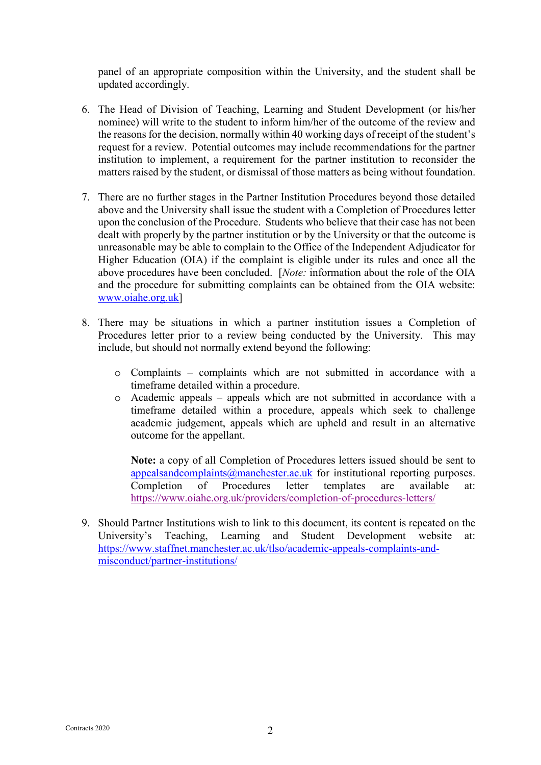panel of an appropriate composition within the University, and the student shall be updated accordingly.

6. The Head of Division of Teaching, Learning and Student Development (or his/her nominee) will write to the student to inform him/her of the outcome of the review and the reasons for the decision, normally within 40 working days of receipt of the student's request for a review. Potential outcomes may include recommendations for the partner institution to implement, a requirement for the partner institution to reconsider the matters raised by the student, or dismissal of those matters as being without foundation.

7. There are no further stages in the Partner Institution Procedures beyond those detailed above and the University shall issue the student with a Completion of Procedures letter upon the conclusion of the Procedure. Students who believe that their case has not been dealt with properly by the partner institution or by the University or that the outcome is unreasonable may be able to complain to the Office of the Independent Adjudicator for Higher Education (OIA) if the complaint is eligible under its rules and once all the above procedures have been concluded. [*Note:* information about the role of the OIA and the procedure for submitting complaints can be obtained from the OIA website: www.oiahe.org.uk]

8. There may be situations in which a partner institution issues a Completion of Procedures letter prior to a review being conducted by the University. This may include, but should not normally extend beyond the following:

   - Complaints – complaints which are not submitted in accordance with a timeframe detailed within a procedure.
   - Academic appeals – appeals which are not submitted in accordance with a timeframe detailed within a procedure, appeals which seek to challenge academic judgement, appeals which are upheld and result in an alternative outcome for the appellant.

   **Note:** a copy of all Completion of Procedures letters issued should be sent to appealsandcomplaints@manchester.ac.uk for institutional reporting purposes. Completion of Procedures letter templates are available at: https://www.oiahe.org.uk/providers/completion-of-procedures-letters/

9. Should Partner Institutions wish to link to this document, its content is repeated on the University's Teaching, Learning and Student Development website at: https://www.staffnet.manchester.ac.uk/tlso/academic-appeals-complaints-and-misconduct/partner-institutions/

Contracts 2020